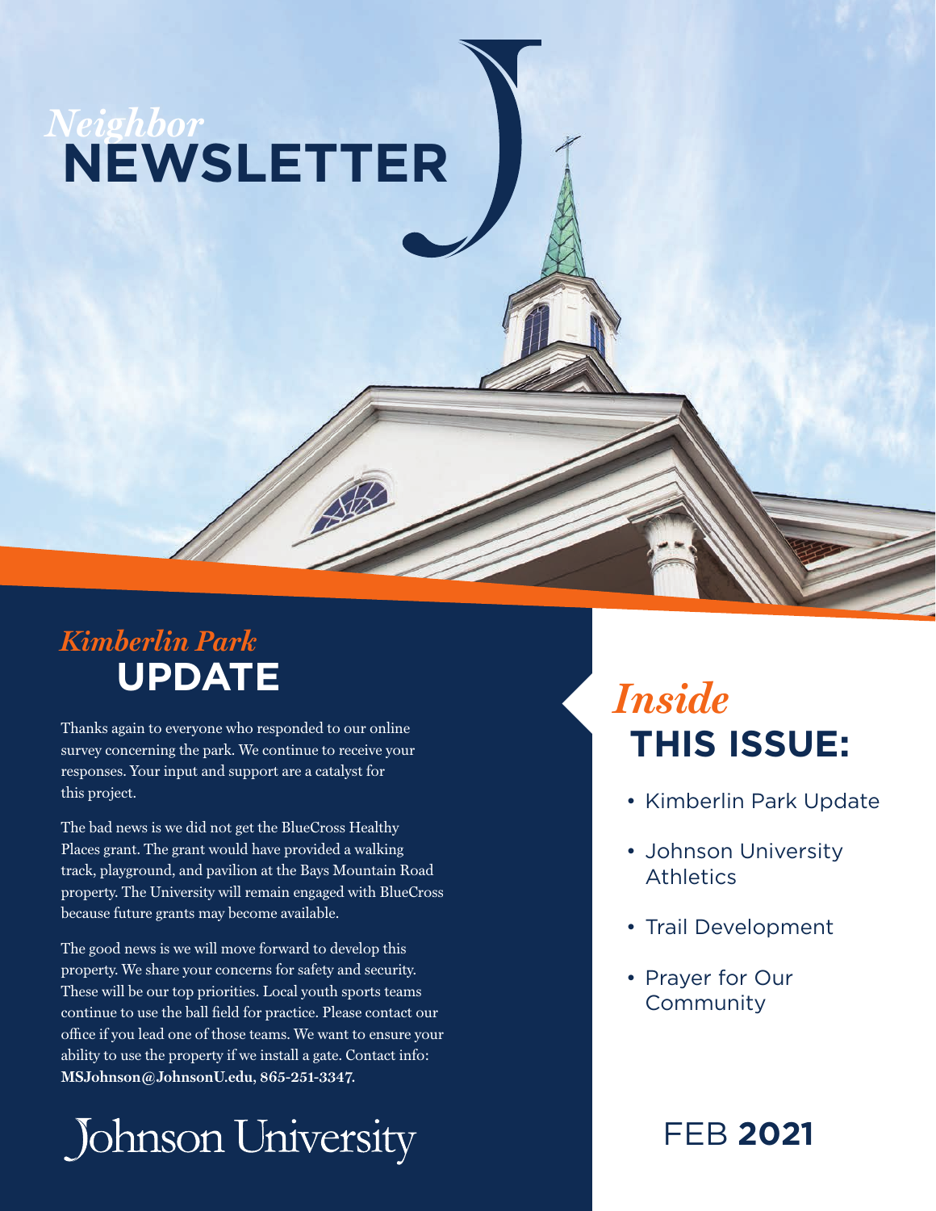# *Neighbor* NEWSLETTER

## *Kimberlin Park* UPDATE

Thanks again to everyone who responded to our online survey concerning the park. We continue to receive your responses. Your input and support are a catalyst for this project.

The bad news is we did not get the BlueCross Healthy Places grant. The grant would have provided a walking track, playground, and pavilion at the Bays Mountain Road property. The University will remain engaged with BlueCross because future grants may become available.

The good news is we will move forward to develop this property. We share your concerns for safety and security. These will be our top priorities. Local youth sports teams continue to use the ball field for practice. Please contact our office if you lead one of those teams. We want to ensure your ability to use the property if we install a gate. Contact info: **MSJohnson@JohnsonU.edu, 865-251-3347.**

Johnson University

## *Inside* THIS ISSUE:

- Kimberlin Park Update
- Johnson University Athletics
- Trail Development
- Prayer for Our Community

FEB **2021**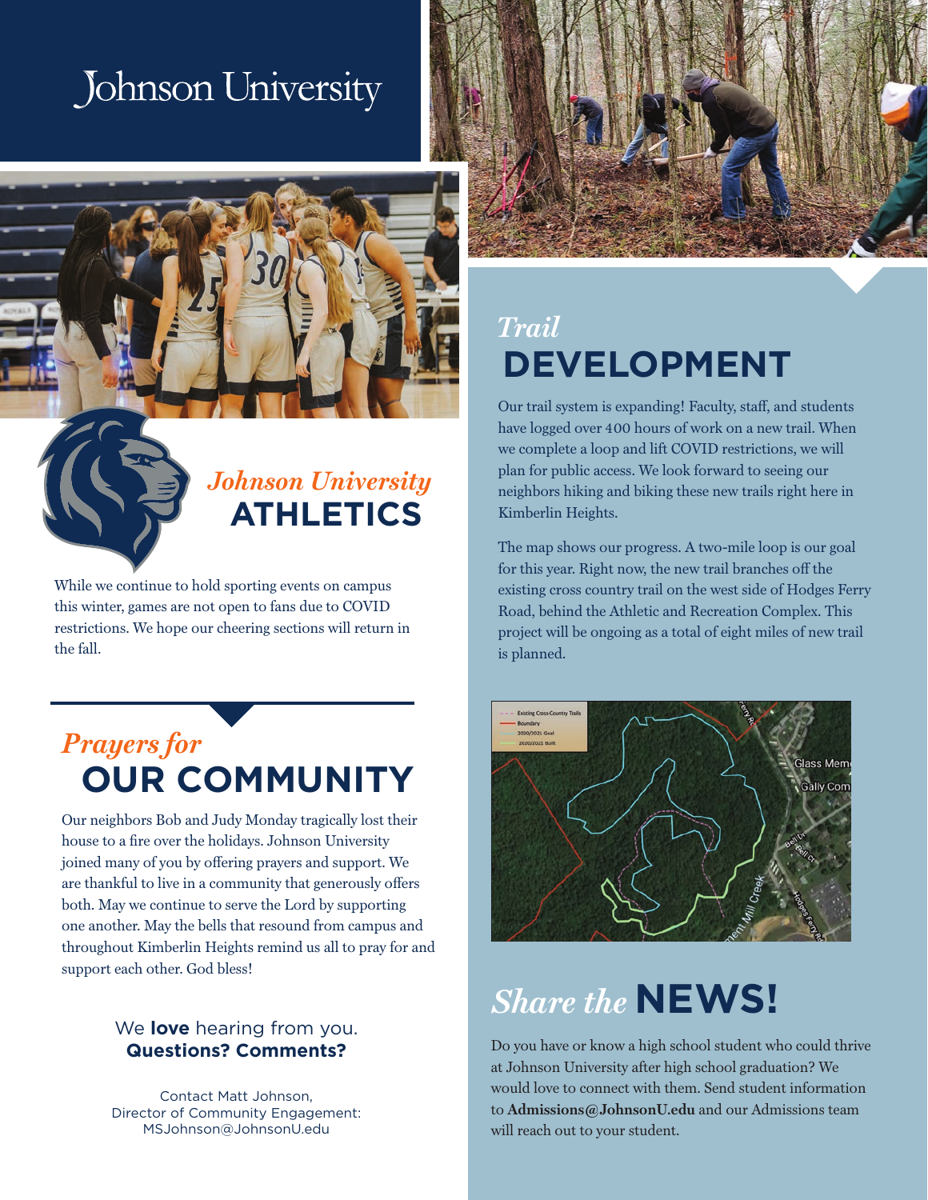# Johnson University

## *Johnson University* ATHLETICS

While we continue to hold sporting events on campus this winter, games are not open to fans due to COVID restrictions. We hope our cheering sections will return in the fall.

## *Prayers for* OUR COMMUNITY

Our neighbors Bob and Judy Monday tragically lost their house to a fire over the holidays. Johnson University joined many of you by offering prayers and support. We are thankful to live in a community that generously offers both. May we continue to serve the Lord by supporting one another. May the bells that resound from campus and throughout Kimberlin Heights remind us all to pray for and support each other. God bless!

We **love** hearing from you.
**Questions? Comments?**

Contact Matt Johnson,
Director of Community Engagement:
MSJohnson@JohnsonU.edu

## *Trail* DEVELOPMENT

Our trail system is expanding! Faculty, staff, and students have logged over 400 hours of work on a new trail. When we complete a loop and lift COVID restrictions, we will plan for public access. We look forward to seeing our neighbors hiking and biking these new trails right here in Kimberlin Heights.

The map shows our progress. A two-mile loop is our goal for this year. Right now, the new trail branches off the existing cross country trail on the west side of Hodges Ferry Road, behind the Athletic and Recreation Complex. This project will be ongoing as a total of eight miles of new trail is planned.

Existing Cross Country Trails
Boundary
2020/2021 Goal
2020/2021 Built

## *Share the* NEWS!

Do you have or know a high school student who could thrive at Johnson University after high school graduation? We would love to connect with them. Send student information to **Admissions@JohnsonU.edu** and our Admissions team will reach out to your student.